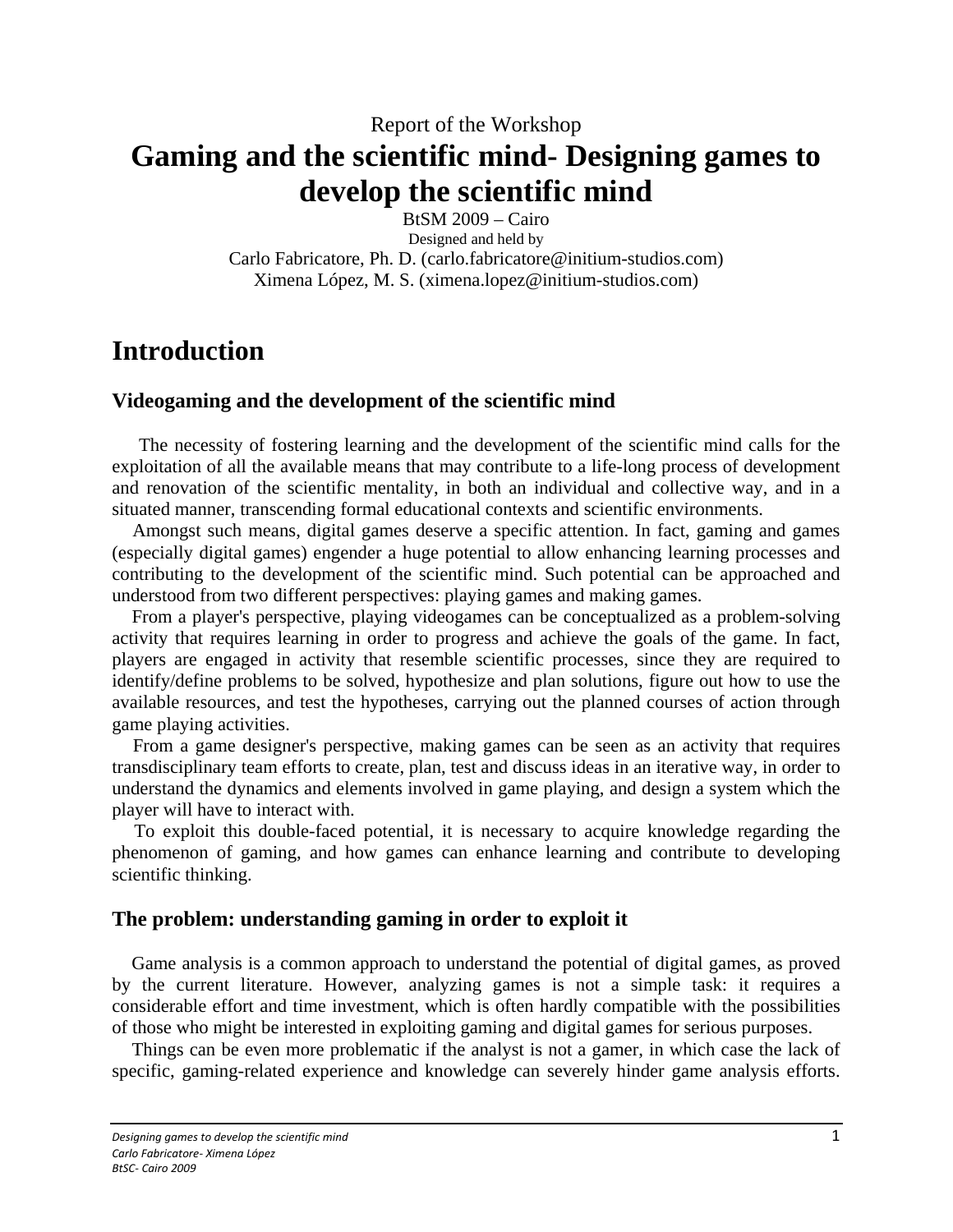Report of the Workshop

# Gaming and the scientific mind- Designing games to develop the scientific mind

BtSM 2009 – Cairo

Designed and held by

Carlo Fabricatore, Ph. D. (carlo.fabricatore@initium-studios.com)

Ximena López, M. S. (ximena.lopez@initium-studios.com)

## Introduction

### Videogaming and the development of the scientific mind

The necessity of fostering learning and the development of the scientific mind calls for the exploitation of all the available means that may contribute to a life-long process of development and renovation of the scientific mentality, in both an individual and collective way, and in a situated manner, transcending formal educational contexts and scientific environments.

Amongst such means, digital games deserve a specific attention. In fact, gaming and games (especially digital games) engender a huge potential to allow enhancing learning processes and contributing to the development of the scientific mind. Such potential can be approached and understood from two different perspectives: playing games and making games.

From a player's perspective, playing videogames can be conceptualized as a problem-solving activity that requires learning in order to progress and achieve the goals of the game. In fact, players are engaged in activity that resemble scientific processes, since they are required to identify/define problems to be solved, hypothesize and plan solutions, figure out how to use the available resources, and test the hypotheses, carrying out the planned courses of action through game playing activities.

From a game designer's perspective, making games can be seen as an activity that requires transdisciplinary team efforts to create, plan, test and discuss ideas in an iterative way, in order to understand the dynamics and elements involved in game playing, and design a system which the player will have to interact with.

To exploit this double-faced potential, it is necessary to acquire knowledge regarding the phenomenon of gaming, and how games can enhance learning and contribute to developing scientific thinking.

### The problem: understanding gaming in order to exploit it

Game analysis is a common approach to understand the potential of digital games, as proved by the current literature. However, analyzing games is not a simple task: it requires a considerable effort and time investment, which is often hardly compatible with the possibilities of those who might be interested in exploiting gaming and digital games for serious purposes.

Things can be even more problematic if the analyst is not a gamer, in which case the lack of specific, gaming-related experience and knowledge can severely hinder game analysis efforts.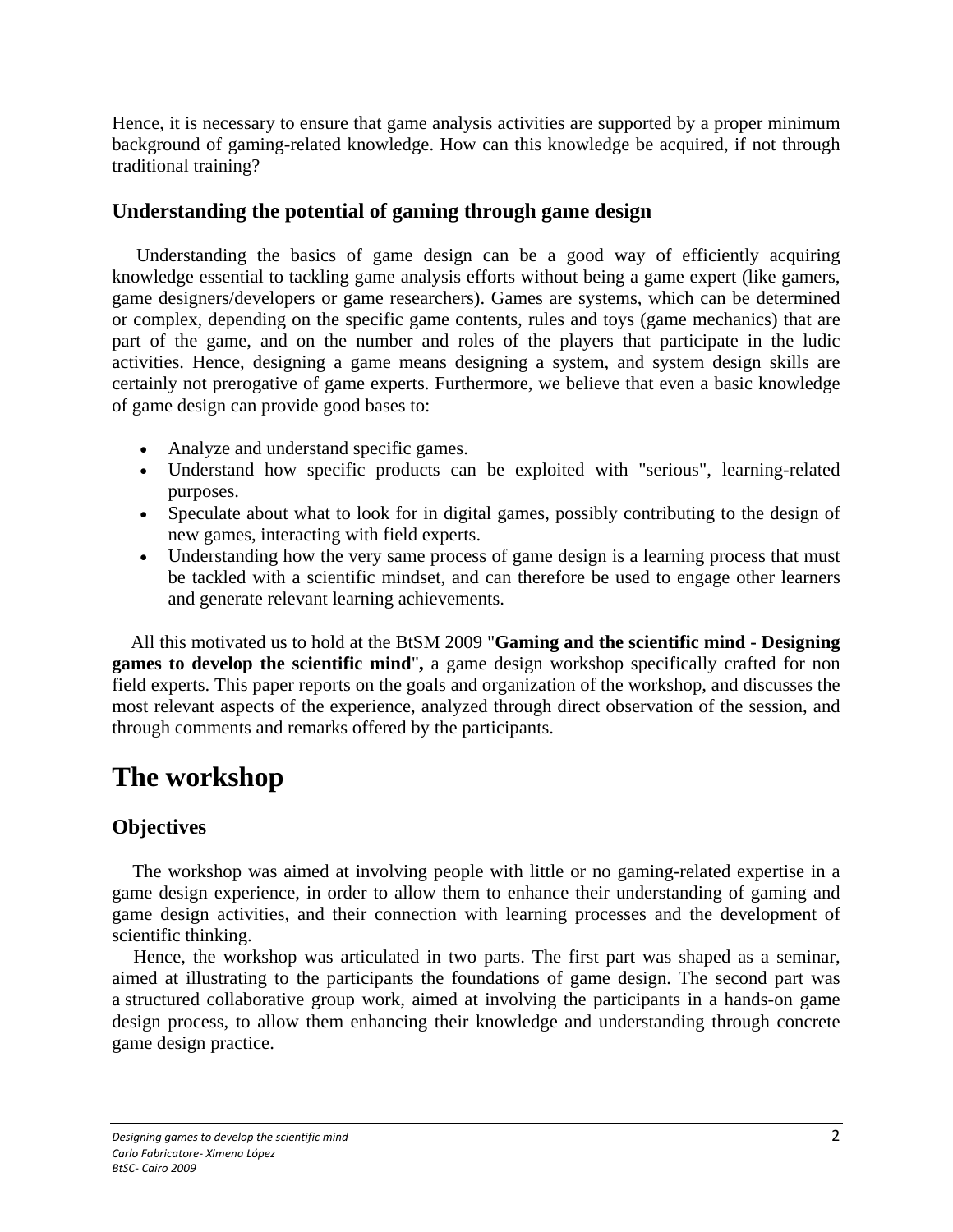Hence, it is necessary to ensure that game analysis activities are supported by a proper minimum background of gaming-related knowledge. How can this knowledge be acquired, if not through traditional training?

### Understanding the potential of gaming through game design

Understanding the basics of game design can be a good way of efficiently acquiring knowledge essential to tackling game analysis efforts without being a game expert (like gamers, game designers/developers or game researchers). Games are systems, which can be determined or complex, depending on the specific game contents, rules and toys (game mechanics) that are part of the game, and on the number and roles of the players that participate in the ludic activities. Hence, designing a game means designing a system, and system design skills are certainly not prerogative of game experts. Furthermore, we believe that even a basic knowledge of game design can provide good bases to:

- Analyze and understand specific games.
- Understand how specific products can be exploited with "serious", learning-related purposes.
- Speculate about what to look for in digital games, possibly contributing to the design of new games, interacting with field experts.
- Understanding how the very same process of game design is a learning process that must be tackled with a scientific mindset, and can therefore be used to engage other learners and generate relevant learning achievements.

All this motivated us to hold at the BtSM 2009 "**Gaming and the scientific mind - Designing games to develop the scientific mind**"**,** a game design workshop specifically crafted for non field experts. This paper reports on the goals and organization of the workshop, and discusses the most relevant aspects of the experience, analyzed through direct observation of the session, and through comments and remarks offered by the participants.

## The workshop

### Objectives

The workshop was aimed at involving people with little or no gaming-related expertise in a game design experience, in order to allow them to enhance their understanding of gaming and game design activities, and their connection with learning processes and the development of scientific thinking.

Hence, the workshop was articulated in two parts. The first part was shaped as a seminar, aimed at illustrating to the participants the foundations of game design. The second part was a structured collaborative group work, aimed at involving the participants in a hands-on game design process, to allow them enhancing their knowledge and understanding through concrete game design practice.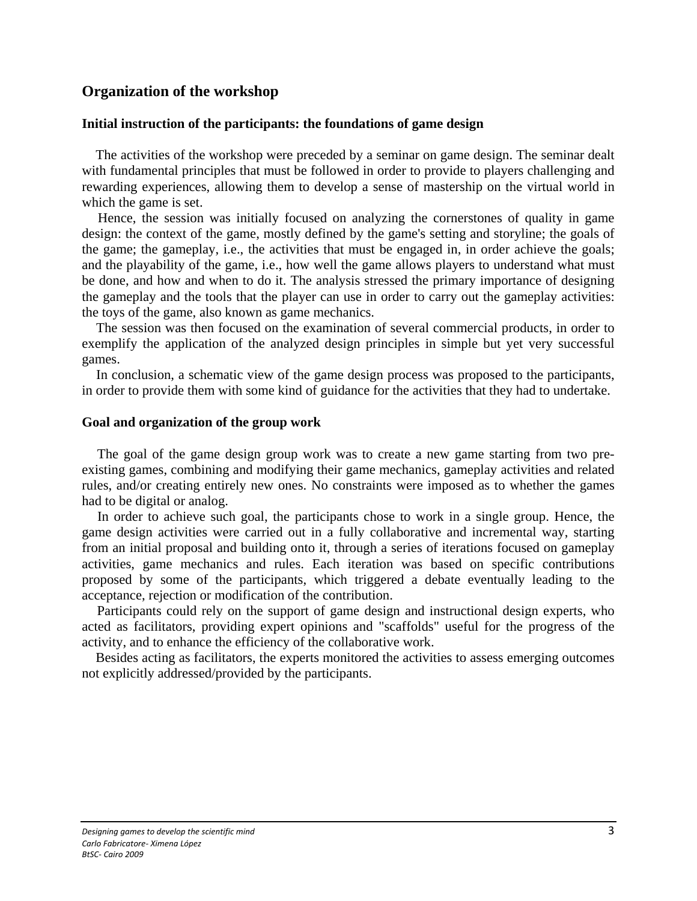## Organization of the workshop

### Initial instruction of the participants: the foundations of game design

The activities of the workshop were preceded by a seminar on game design. The seminar dealt with fundamental principles that must be followed in order to provide to players challenging and rewarding experiences, allowing them to develop a sense of mastership on the virtual world in which the game is set.

Hence, the session was initially focused on analyzing the cornerstones of quality in game design: the context of the game, mostly defined by the game's setting and storyline; the goals of the game; the gameplay, i.e., the activities that must be engaged in, in order achieve the goals; and the playability of the game, i.e., how well the game allows players to understand what must be done, and how and when to do it. The analysis stressed the primary importance of designing the gameplay and the tools that the player can use in order to carry out the gameplay activities: the toys of the game, also known as game mechanics.

The session was then focused on the examination of several commercial products, in order to exemplify the application of the analyzed design principles in simple but yet very successful games.

In conclusion, a schematic view of the game design process was proposed to the participants, in order to provide them with some kind of guidance for the activities that they had to undertake.

### Goal and organization of the group work

The goal of the game design group work was to create a new game starting from two pre-existing games, combining and modifying their game mechanics, gameplay activities and related rules, and/or creating entirely new ones. No constraints were imposed as to whether the games had to be digital or analog.

In order to achieve such goal, the participants chose to work in a single group. Hence, the game design activities were carried out in a fully collaborative and incremental way, starting from an initial proposal and building onto it, through a series of iterations focused on gameplay activities, game mechanics and rules. Each iteration was based on specific contributions proposed by some of the participants, which triggered a debate eventually leading to the acceptance, rejection or modification of the contribution.

Participants could rely on the support of game design and instructional design experts, who acted as facilitators, providing expert opinions and "scaffolds" useful for the progress of the activity, and to enhance the efficiency of the collaborative work.

Besides acting as facilitators, the experts monitored the activities to assess emerging outcomes not explicitly addressed/provided by the participants.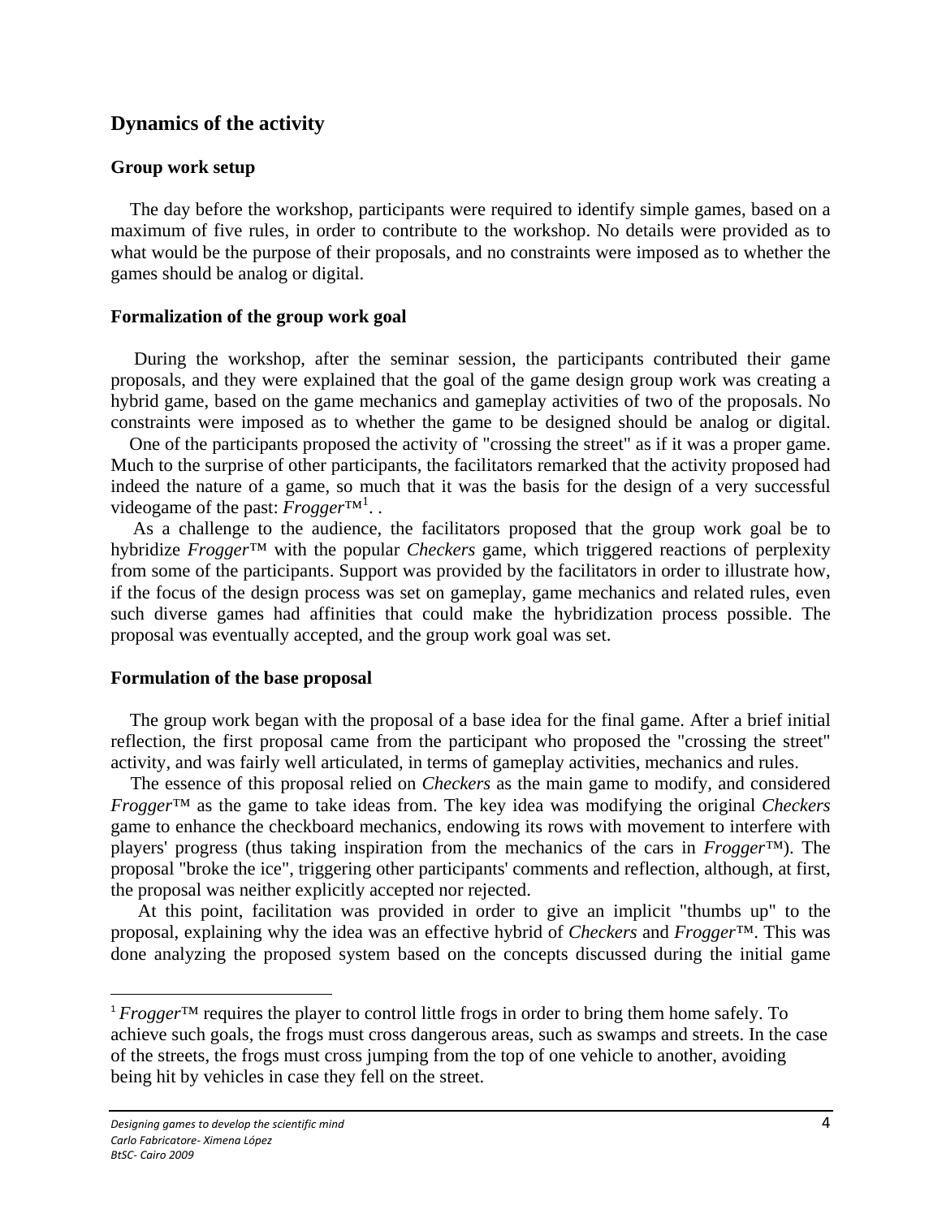## Dynamics of the activity

### Group work setup

The day before the workshop, participants were required to identify simple games, based on a maximum of five rules, in order to contribute to the workshop. No details were provided as to what would be the purpose of their proposals, and no constraints were imposed as to whether the games should be analog or digital.

### Formalization of the group work goal

During the workshop, after the seminar session, the participants contributed their game proposals, and they were explained that the goal of the game design group work was creating a hybrid game, based on the game mechanics and gameplay activities of two of the proposals. No constraints were imposed as to whether the game to be designed should be analog or digital.

One of the participants proposed the activity of "crossing the street" as if it was a proper game. Much to the surprise of other participants, the facilitators remarked that the activity proposed had indeed the nature of a game, so much that it was the basis for the design of a very successful videogame of the past: *Frogger*™[1]. .

As a challenge to the audience, the facilitators proposed that the group work goal be to hybridize *Frogger*™ with the popular *Checkers* game, which triggered reactions of perplexity from some of the participants. Support was provided by the facilitators in order to illustrate how, if the focus of the design process was set on gameplay, game mechanics and related rules, even such diverse games had affinities that could make the hybridization process possible. The proposal was eventually accepted, and the group work goal was set.

### Formulation of the base proposal

The group work began with the proposal of a base idea for the final game. After a brief initial reflection, the first proposal came from the participant who proposed the "crossing the street" activity, and was fairly well articulated, in terms of gameplay activities, mechanics and rules.

The essence of this proposal relied on *Checkers* as the main game to modify, and considered *Frogger*™ as the game to take ideas from. The key idea was modifying the original *Checkers* game to enhance the checkboard mechanics, endowing its rows with movement to interfere with players' progress (thus taking inspiration from the mechanics of the cars in *Frogger*™). The proposal "broke the ice", triggering other participants' comments and reflection, although, at first, the proposal was neither explicitly accepted nor rejected.

At this point, facilitation was provided in order to give an implicit "thumbs up" to the proposal, explaining why the idea was an effective hybrid of *Checkers* and *Frogger*™. This was done analyzing the proposed system based on the concepts discussed during the initial game

---

[1] *Frogger*™ requires the player to control little frogs in order to bring them home safely. To achieve such goals, the frogs must cross dangerous areas, such as swamps and streets. In the case of the streets, the frogs must cross jumping from the top of one vehicle to another, avoiding being hit by vehicles in case they fell on the street.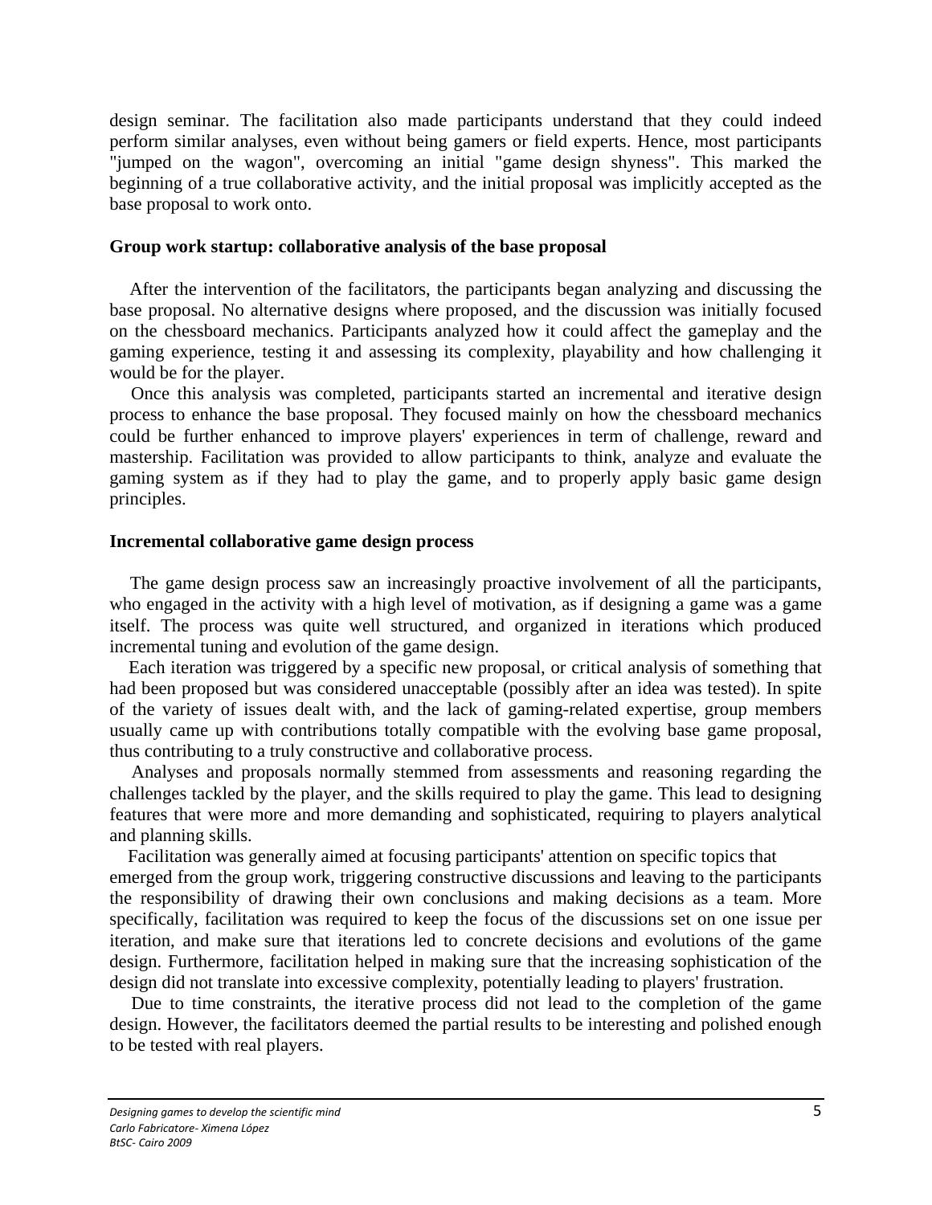design seminar. The facilitation also made participants understand that they could indeed perform similar analyses, even without being gamers or field experts. Hence, most participants "jumped on the wagon", overcoming an initial "game design shyness". This marked the beginning of a true collaborative activity, and the initial proposal was implicitly accepted as the base proposal to work onto.

### Group work startup: collaborative analysis of the base proposal

After the intervention of the facilitators, the participants began analyzing and discussing the base proposal. No alternative designs where proposed, and the discussion was initially focused on the chessboard mechanics. Participants analyzed how it could affect the gameplay and the gaming experience, testing it and assessing its complexity, playability and how challenging it would be for the player.

Once this analysis was completed, participants started an incremental and iterative design process to enhance the base proposal. They focused mainly on how the chessboard mechanics could be further enhanced to improve players' experiences in term of challenge, reward and mastership. Facilitation was provided to allow participants to think, analyze and evaluate the gaming system as if they had to play the game, and to properly apply basic game design principles.

### Incremental collaborative game design process

The game design process saw an increasingly proactive involvement of all the participants, who engaged in the activity with a high level of motivation, as if designing a game was a game itself. The process was quite well structured, and organized in iterations which produced incremental tuning and evolution of the game design.

Each iteration was triggered by a specific new proposal, or critical analysis of something that had been proposed but was considered unacceptable (possibly after an idea was tested). In spite of the variety of issues dealt with, and the lack of gaming-related expertise, group members usually came up with contributions totally compatible with the evolving base game proposal, thus contributing to a truly constructive and collaborative process.

Analyses and proposals normally stemmed from assessments and reasoning regarding the challenges tackled by the player, and the skills required to play the game. This lead to designing features that were more and more demanding and sophisticated, requiring to players analytical and planning skills.

Facilitation was generally aimed at focusing participants' attention on specific topics that emerged from the group work, triggering constructive discussions and leaving to the participants the responsibility of drawing their own conclusions and making decisions as a team. More specifically, facilitation was required to keep the focus of the discussions set on one issue per iteration, and make sure that iterations led to concrete decisions and evolutions of the game design. Furthermore, facilitation helped in making sure that the increasing sophistication of the design did not translate into excessive complexity, potentially leading to players' frustration.

Due to time constraints, the iterative process did not lead to the completion of the game design. However, the facilitators deemed the partial results to be interesting and polished enough to be tested with real players.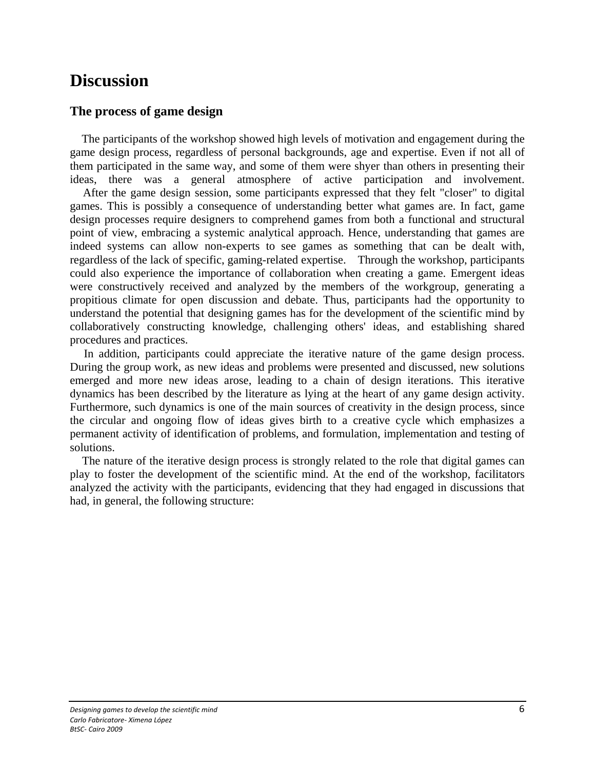# Discussion

## The process of game design

The participants of the workshop showed high levels of motivation and engagement during the game design process, regardless of personal backgrounds, age and expertise. Even if not all of them participated in the same way, and some of them were shyer than others in presenting their ideas, there was a general atmosphere of active participation and involvement.

After the game design session, some participants expressed that they felt "closer" to digital games. This is possibly a consequence of understanding better what games are. In fact, game design processes require designers to comprehend games from both a functional and structural point of view, embracing a systemic analytical approach. Hence, understanding that games are indeed systems can allow non-experts to see games as something that can be dealt with, regardless of the lack of specific, gaming-related expertise. Through the workshop, participants could also experience the importance of collaboration when creating a game. Emergent ideas were constructively received and analyzed by the members of the workgroup, generating a propitious climate for open discussion and debate. Thus, participants had the opportunity to understand the potential that designing games has for the development of the scientific mind by collaboratively constructing knowledge, challenging others' ideas, and establishing shared procedures and practices.

In addition, participants could appreciate the iterative nature of the game design process. During the group work, as new ideas and problems were presented and discussed, new solutions emerged and more new ideas arose, leading to a chain of design iterations. This iterative dynamics has been described by the literature as lying at the heart of any game design activity. Furthermore, such dynamics is one of the main sources of creativity in the design process, since the circular and ongoing flow of ideas gives birth to a creative cycle which emphasizes a permanent activity of identification of problems, and formulation, implementation and testing of solutions.

The nature of the iterative design process is strongly related to the role that digital games can play to foster the development of the scientific mind. At the end of the workshop, facilitators analyzed the activity with the participants, evidencing that they had engaged in discussions that had, in general, the following structure: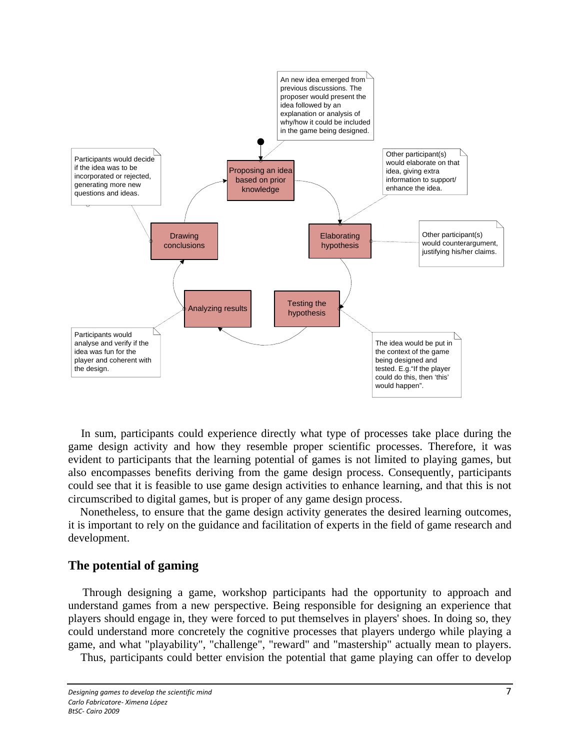- **Proposing an idea based on prior knowledge** — An new idea emerged from previous discussions. The proposer would present the idea followed by an explanation or analysis of why/how it could be included in the game being designed.
- **Elaborating hypothesis** — Other participant(s) would elaborate on that idea, giving extra information to support/ enhance the idea. Other participant(s) would counterargument, justifying his/her claims.
- **Testing the hypothesis** — The idea would be put in the context of the game being designed and tested. E.g."If the player could do this, then 'this' would happen".
- **Analyzing results** — Participants would analyse and verify if the idea was fun for the player and coherent with the design.
- **Drawing conclusions** — Participants would decide if the idea was to be incorporated or rejected, generating more new questions and ideas.

In sum, participants could experience directly what type of processes take place during the game design activity and how they resemble proper scientific processes. Therefore, it was evident to participants that the learning potential of games is not limited to playing games, but also encompasses benefits deriving from the game design process. Consequently, participants could see that it is feasible to use game design activities to enhance learning, and that this is not circumscribed to digital games, but is proper of any game design process.

Nonetheless, to ensure that the game design activity generates the desired learning outcomes, it is important to rely on the guidance and facilitation of experts in the field of game research and development.

## The potential of gaming

Through designing a game, workshop participants had the opportunity to approach and understand games from a new perspective. Being responsible for designing an experience that players should engage in, they were forced to put themselves in players' shoes. In doing so, they could understand more concretely the cognitive processes that players undergo while playing a game, and what "playability", "challenge", "reward" and "mastership" actually mean to players.

Thus, participants could better envision the potential that game playing can offer to develop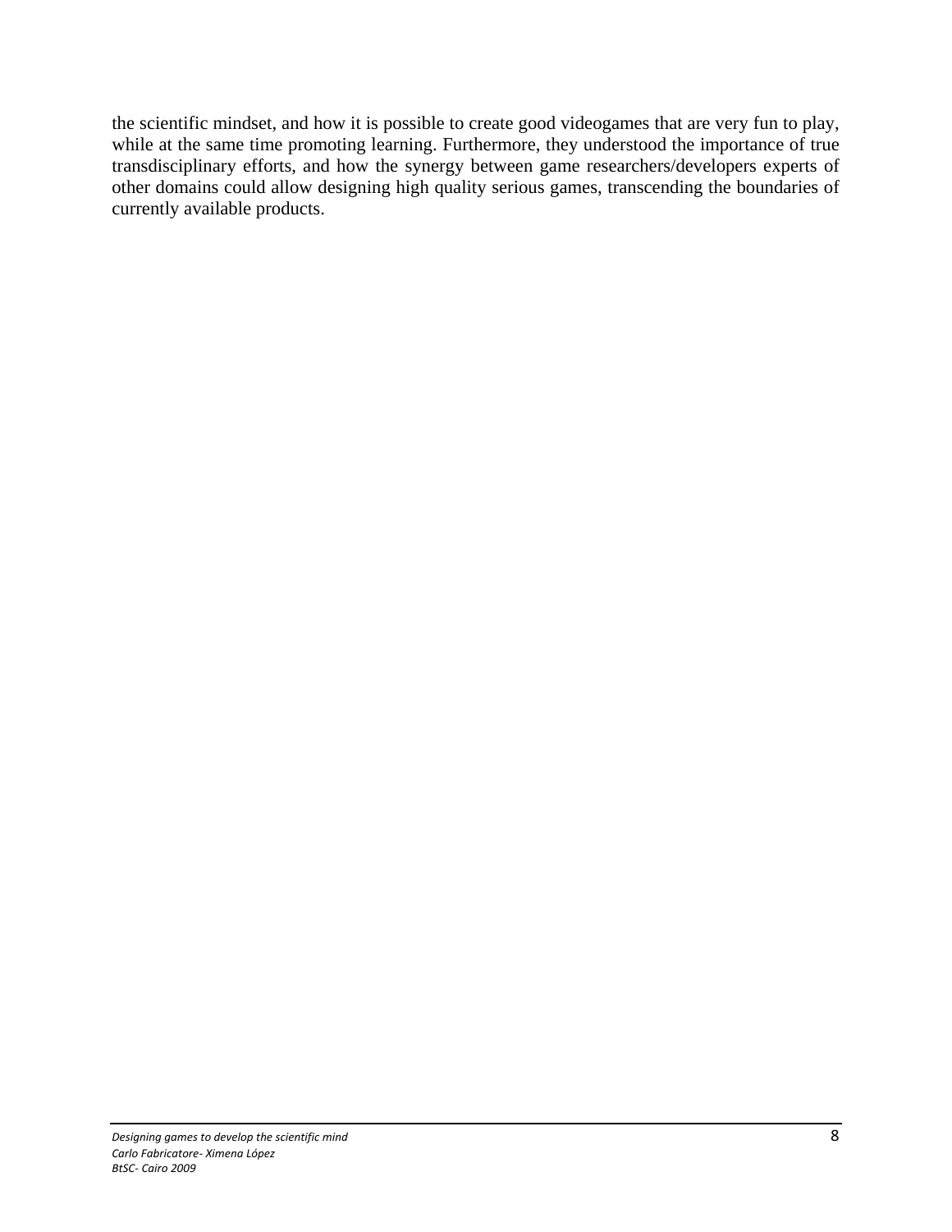the scientific mindset, and how it is possible to create good videogames that are very fun to play, while at the same time promoting learning. Furthermore, they understood the importance of true transdisciplinary efforts, and how the synergy between game researchers/developers experts of other domains could allow designing high quality serious games, transcending the boundaries of currently available products.